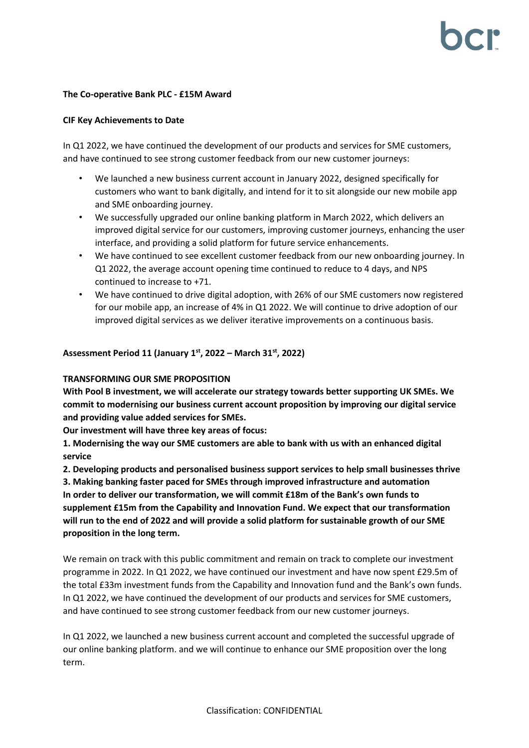**The Co-operative Bank PLC - £15M Award**

**CIF Key Achievements to Date**

In Q1 2022, we have continued the development of our products and services for SME customers, and have continued to see strong customer feedback from our new customer journeys:

- We launched a new business current account in January 2022, designed specifically for customers who want to bank digitally, and intend for it to sit alongside our new mobile app and SME onboarding journey.
- We successfully upgraded our online banking platform in March 2022, which delivers an improved digital service for our customers, improving customer journeys, enhancing the user interface, and providing a solid platform for future service enhancements.
- We have continued to see excellent customer feedback from our new onboarding journey. In Q1 2022, the average account opening time continued to reduce to 4 days, and NPS continued to increase to +71.
- We have continued to drive digital adoption, with 26% of our SME customers now registered for our mobile app, an increase of 4% in Q1 2022. We will continue to drive adoption of our improved digital services as we deliver iterative improvements on a continuous basis.

**Assessment Period 11 (January 1st, 2022 – March 31st, 2022)**

**TRANSFORMING OUR SME PROPOSITION**
**With Pool B investment, we will accelerate our strategy towards better supporting UK SMEs. We commit to modernising our business current account proposition by improving our digital service and providing value added services for SMEs.**
**Our investment will have three key areas of focus:**
**1. Modernising the way our SME customers are able to bank with us with an enhanced digital service**
**2. Developing products and personalised business support services to help small businesses thrive**
**3. Making banking faster paced for SMEs through improved infrastructure and automation**
**In order to deliver our transformation, we will commit £18m of the Bank's own funds to supplement £15m from the Capability and Innovation Fund. We expect that our transformation will run to the end of 2022 and will provide a solid platform for sustainable growth of our SME proposition in the long term.**

We remain on track with this public commitment and remain on track to complete our investment programme in 2022. In Q1 2022, we have continued our investment and have now spent £29.5m of the total £33m investment funds from the Capability and Innovation fund and the Bank's own funds. In Q1 2022, we have continued the development of our products and services for SME customers, and have continued to see strong customer feedback from our new customer journeys.

In Q1 2022, we launched a new business current account and completed the successful upgrade of our online banking platform. and we will continue to enhance our SME proposition over the long term.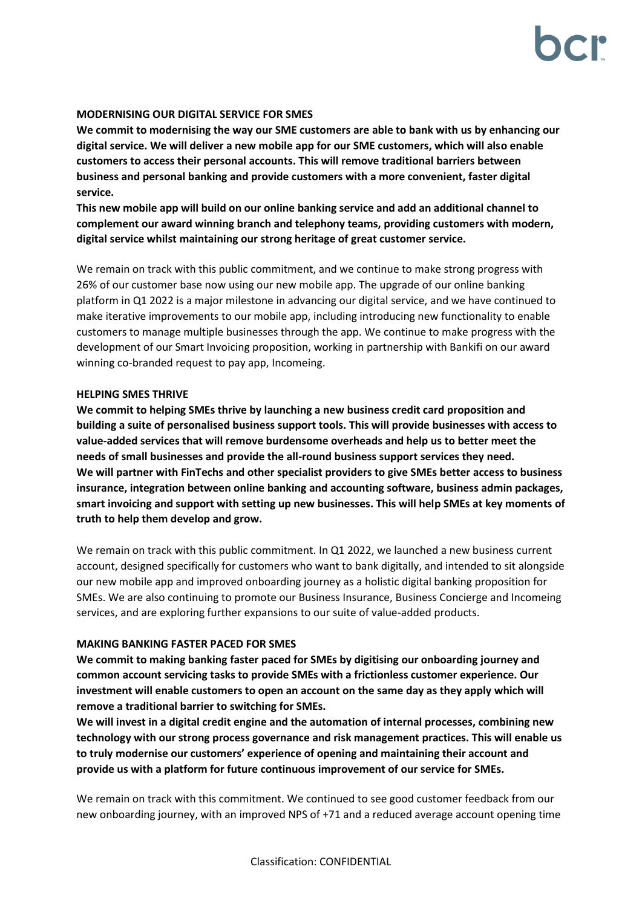**MODERNISING OUR DIGITAL SERVICE FOR SMES**

**We commit to modernising the way our SME customers are able to bank with us by enhancing our digital service. We will deliver a new mobile app for our SME customers, which will also enable customers to access their personal accounts. This will remove traditional barriers between business and personal banking and provide customers with a more convenient, faster digital service.**

**This new mobile app will build on our online banking service and add an additional channel to complement our award winning branch and telephony teams, providing customers with modern, digital service whilst maintaining our strong heritage of great customer service.**

We remain on track with this public commitment, and we continue to make strong progress with 26% of our customer base now using our new mobile app. The upgrade of our online banking platform in Q1 2022 is a major milestone in advancing our digital service, and we have continued to make iterative improvements to our mobile app, including introducing new functionality to enable customers to manage multiple businesses through the app. We continue to make progress with the development of our Smart Invoicing proposition, working in partnership with Bankifi on our award winning co-branded request to pay app, Incomeing.

**HELPING SMES THRIVE**

**We commit to helping SMEs thrive by launching a new business credit card proposition and building a suite of personalised business support tools. This will provide businesses with access to value-added services that will remove burdensome overheads and help us to better meet the needs of small businesses and provide the all-round business support services they need.**

**We will partner with FinTechs and other specialist providers to give SMEs better access to business insurance, integration between online banking and accounting software, business admin packages, smart invoicing and support with setting up new businesses. This will help SMEs at key moments of truth to help them develop and grow.**

We remain on track with this public commitment. In Q1 2022, we launched a new business current account, designed specifically for customers who want to bank digitally, and intended to sit alongside our new mobile app and improved onboarding journey as a holistic digital banking proposition for SMEs. We are also continuing to promote our Business Insurance, Business Concierge and Incomeing services, and are exploring further expansions to our suite of value-added products.

**MAKING BANKING FASTER PACED FOR SMES**

**We commit to making banking faster paced for SMEs by digitising our onboarding journey and common account servicing tasks to provide SMEs with a frictionless customer experience. Our investment will enable customers to open an account on the same day as they apply which will remove a traditional barrier to switching for SMEs.**

**We will invest in a digital credit engine and the automation of internal processes, combining new technology with our strong process governance and risk management practices. This will enable us to truly modernise our customers' experience of opening and maintaining their account and provide us with a platform for future continuous improvement of our service for SMEs.**

We remain on track with this commitment. We continued to see good customer feedback from our new onboarding journey, with an improved NPS of +71 and a reduced average account opening time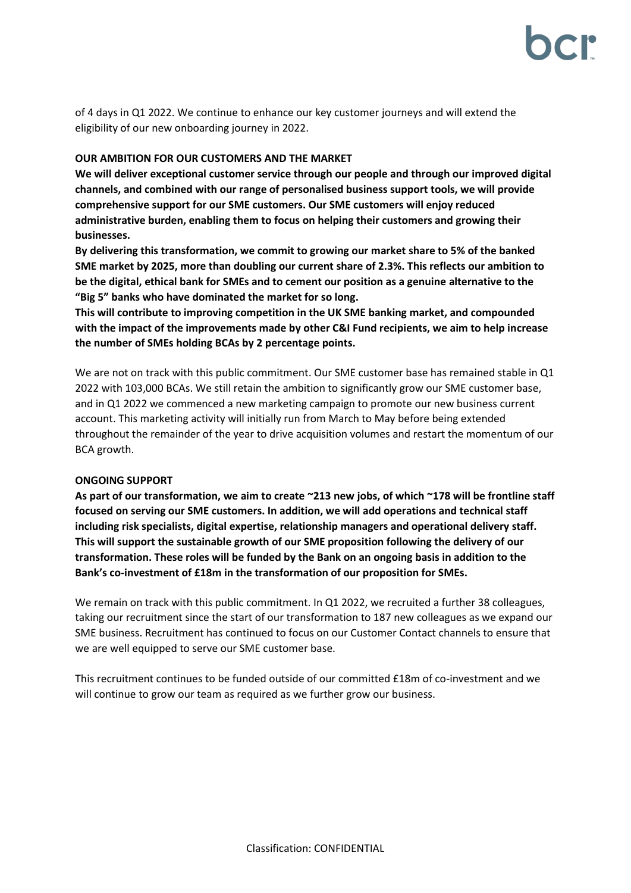of 4 days in Q1 2022. We continue to enhance our key customer journeys and will extend the eligibility of our new onboarding journey in 2022.

**OUR AMBITION FOR OUR CUSTOMERS AND THE MARKET**

**We will deliver exceptional customer service through our people and through our improved digital channels, and combined with our range of personalised business support tools, we will provide comprehensive support for our SME customers. Our SME customers will enjoy reduced administrative burden, enabling them to focus on helping their customers and growing their businesses.**

**By delivering this transformation, we commit to growing our market share to 5% of the banked SME market by 2025, more than doubling our current share of 2.3%. This reflects our ambition to be the digital, ethical bank for SMEs and to cement our position as a genuine alternative to the "Big 5" banks who have dominated the market for so long.**

**This will contribute to improving competition in the UK SME banking market, and compounded with the impact of the improvements made by other C&I Fund recipients, we aim to help increase the number of SMEs holding BCAs by 2 percentage points.**

We are not on track with this public commitment. Our SME customer base has remained stable in Q1 2022 with 103,000 BCAs. We still retain the ambition to significantly grow our SME customer base, and in Q1 2022 we commenced a new marketing campaign to promote our new business current account. This marketing activity will initially run from March to May before being extended throughout the remainder of the year to drive acquisition volumes and restart the momentum of our BCA growth.

**ONGOING SUPPORT**

**As part of our transformation, we aim to create ~213 new jobs, of which ~178 will be frontline staff focused on serving our SME customers. In addition, we will add operations and technical staff including risk specialists, digital expertise, relationship managers and operational delivery staff. This will support the sustainable growth of our SME proposition following the delivery of our transformation. These roles will be funded by the Bank on an ongoing basis in addition to the Bank's co-investment of £18m in the transformation of our proposition for SMEs.**

We remain on track with this public commitment. In Q1 2022, we recruited a further 38 colleagues, taking our recruitment since the start of our transformation to 187 new colleagues as we expand our SME business. Recruitment has continued to focus on our Customer Contact channels to ensure that we are well equipped to serve our SME customer base.

This recruitment continues to be funded outside of our committed £18m of co-investment and we will continue to grow our team as required as we further grow our business.